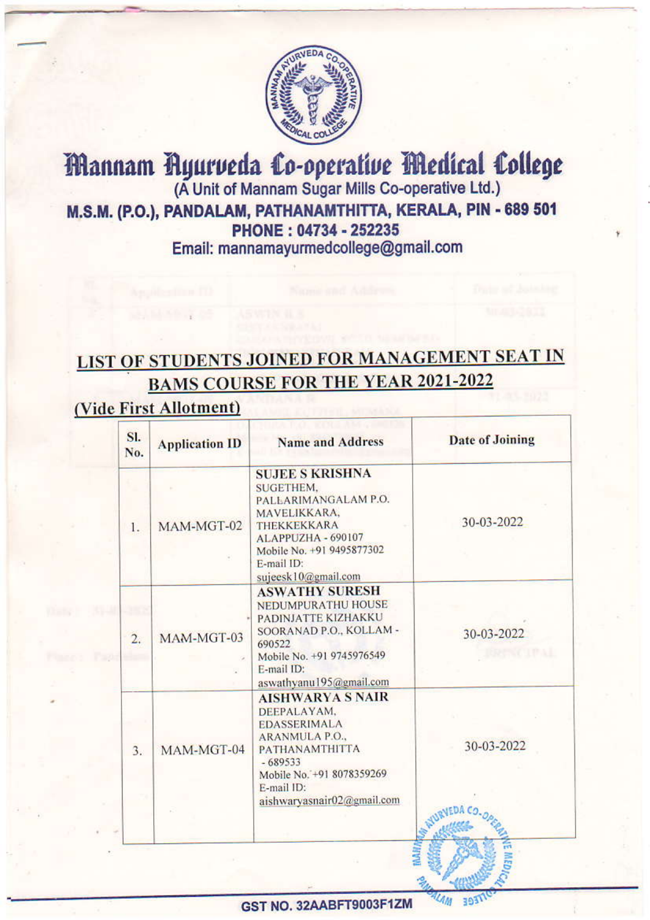# Mannam Ayurveda Co-operative Medical College

(A Unit of Mannam Sugar Mills Co-operative Ltd.)

**M.S.M. (P.O.), PANDALAM, PATHANAMTHITTA, KERALA, PIN - 689 501**

**PHONE : 04734 - 252235**

Email: mannamayurmedcollege@gmail.com

## LIST OF STUDENTS JOINED FOR MANAGEMENT SEAT IN BAMS COURSE FOR THE YEAR 2021-2022

**(Vide First Allotment)**

| Sl. No. | Application ID | Name and Address | Date of Joining |
|---|---|---|---|
| 1. | MAM-MGT-02 | **SUJEE S KRISHNA**<br>SUGETHEM,<br>PALLARIMANGALAM P.O.<br>MAVELIKKARA,<br>THEKKEKKARA<br>ALAPPUZHA - 690107<br>Mobile No. +91 9495877302<br>E-mail ID:<br>sujeesk10@gmail.com | 30-03-2022 |
| 2. | MAM-MGT-03 | **ASWATHY SURESH**<br>NEDUMPURATHU HOUSE<br>PADINJATTE KIZHAKKU<br>SOORANAD P.O., KOLLAM - 690522<br>Mobile No. +91 9745976549<br>E-mail ID:<br>aswathyanu195@gmail.com | 30-03-2022 |
| 3. | MAM-MGT-04 | **AISHWARYA S NAIR**<br>DEEPALAYAM,<br>EDASSERIMALA<br>ARANMULA P.O.,<br>PATHANAMTHITTA<br>- 689533<br>Mobile No. +91 8078359269<br>E-mail ID:<br>aishwaryasnair02@gmail.com | 30-03-2022 |

GST NO. 32AABFT9003F1ZM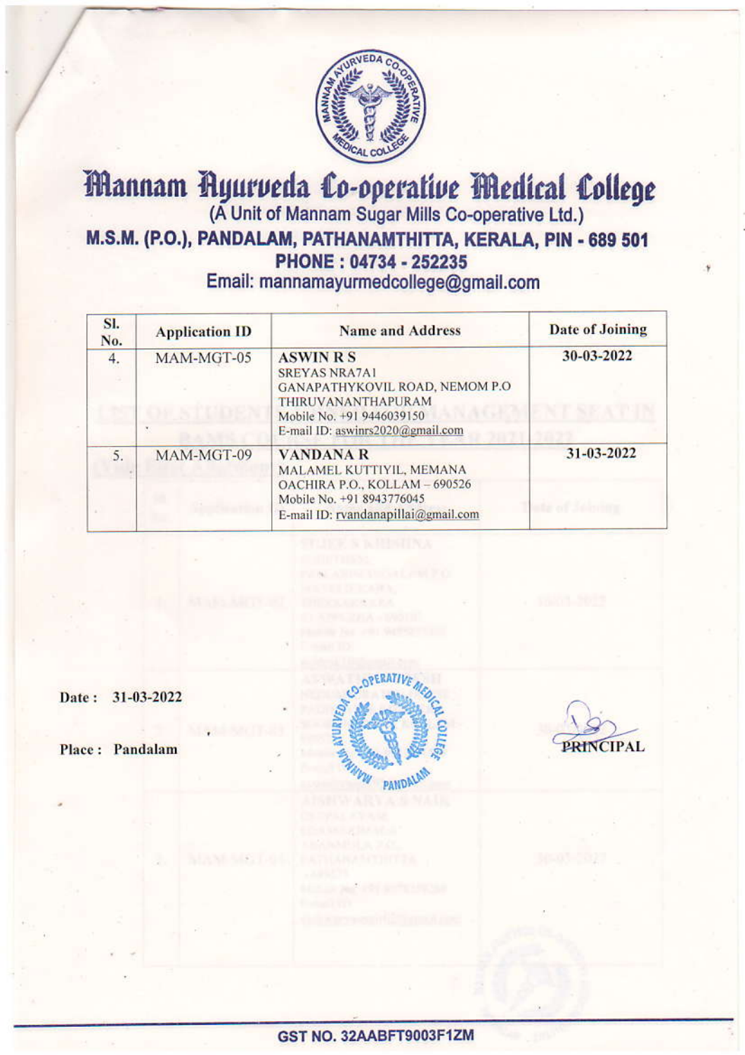# Mannam Ayurveda Co-operative Medical College

(A Unit of Mannam Sugar Mills Co-operative Ltd.)

**M.S.M. (P.O.), PANDALAM, PATHANAMTHITTA, KERALA, PIN - 689 501**

**PHONE : 04734 - 252235**

Email: mannamayurmedcollege@gmail.com

| Sl. No. | Application ID | Name and Address | Date of Joining |
|---|---|---|---|
| 4. | MAM-MGT-05 | **ASWIN R S**<br>SREYAS NRA7A1<br>GANAPATHYKOVIL ROAD, NEMOM P.O<br>THIRUVANANTHAPURAM<br>Mobile No. +91 9446039150<br>E-mail ID: aswinrs2020@gmail.com | 30-03-2022 |
| 5. | MAM-MGT-09 | **VANDANA R**<br>MALAMEL KUTTIYIL, MEMANA<br>OACHIRA P.O., KOLLAM – 690526<br>Mobile No. +91 8943776045<br>E-mail ID: rvandanapillai@gmail.com | 31-03-2022 |

**Date :** 31-03-2022

**Place :** Pandalam

PRINCIPAL

**GST NO. 32AABFT9003F1ZM**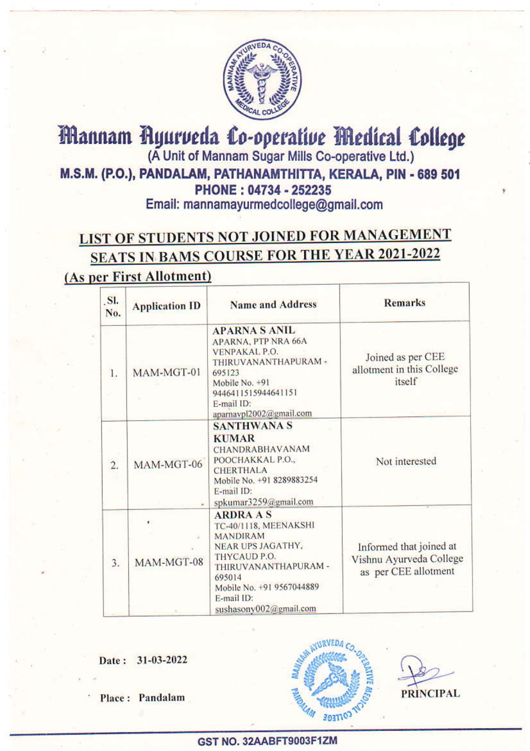# Mannam Ayurveda Co-operative Medical College

(A Unit of Mannam Sugar Mills Co-operative Ltd.)

**M.S.M. (P.O.), PANDALAM, PATHANAMTHITTA, KERALA, PIN - 689 501**

**PHONE : 04734 - 252235**

Email: mannamayurmedcollege@gmail.com

## LIST OF STUDENTS NOT JOINED FOR MANAGEMENT SEATS IN BAMS COURSE FOR THE YEAR 2021-2022

**(As per First Allotment)**

| Sl. No. | Application ID | Name and Address | Remarks |
|---|---|---|---|
| 1. | MAM-MGT-01 | **APARNA S ANIL** APARNA, PTP NRA 66A VENPAKAL P.O. THIRUVANANTHAPURAM - 695123 Mobile No. +91 9446411515944641151 E-mail ID: aparnavpl2002@gmail.com | Joined as per CEE allotment in this College itself |
| 2. | MAM-MGT-06 | **SANTHWANA S KUMAR** CHANDRABHAVANAM POOCHAKKAL P.O., CHERTHALA Mobile No. +91 8289883254 E-mail ID: spkumar3259@gmail.com | Not interested |
| 3. | MAM-MGT-08 | **ARDRA A S** TC-40/1118, MEENAKSHI MANDIRAM NEAR UPS JAGATHY, THYCAUD P.O. THIRUVANANTHAPURAM - 695014 Mobile No. +91 9567044889 E-mail ID: sushasony002@gmail.com | Informed that joined at Vishnu Ayurveda College as per CEE allotment |

**Date :** 31-03-2022

**Place :** Pandalam

**PRINCIPAL**

**GST NO. 32AABFT9003F1ZM**